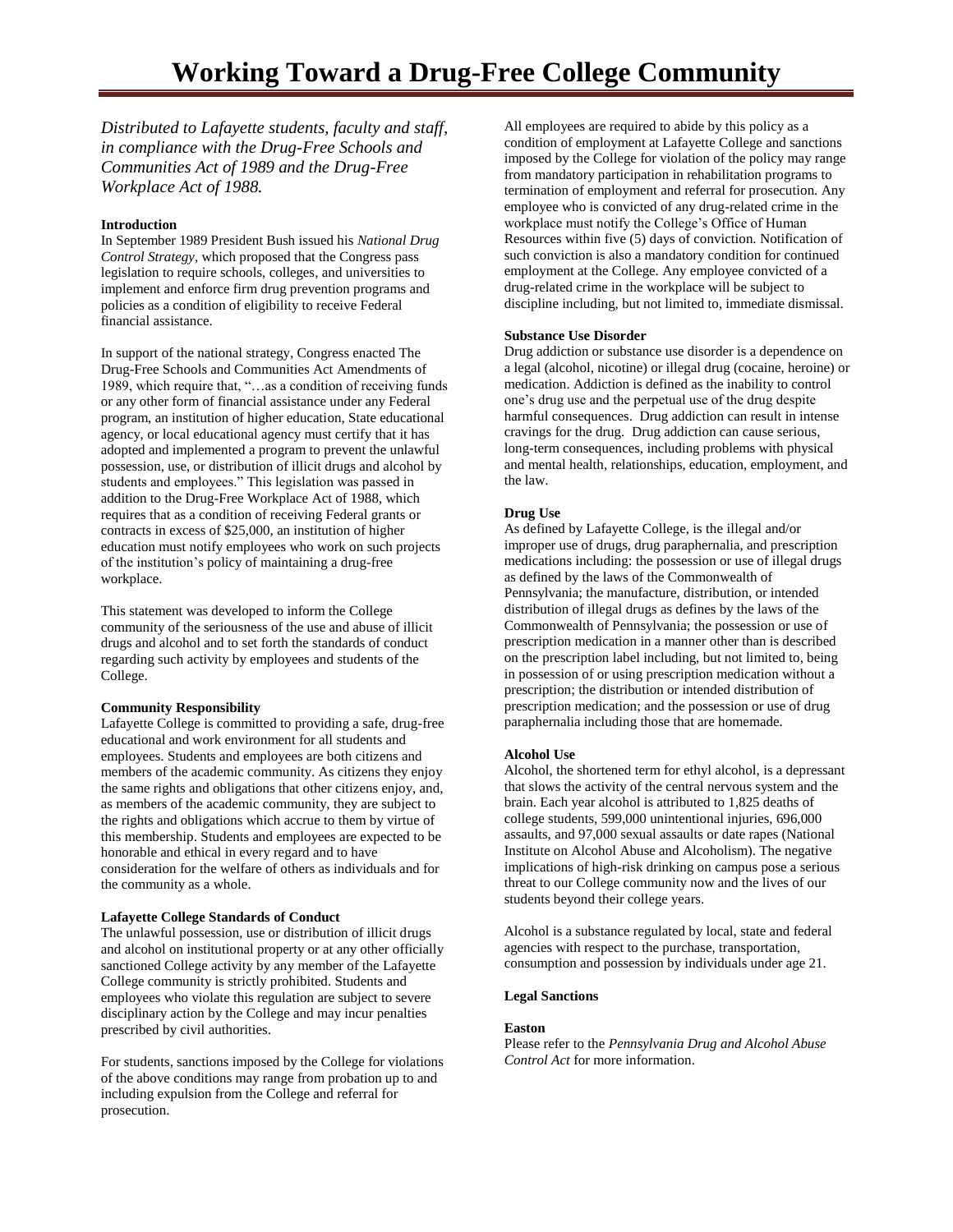# Working Toward a Drug-Free College Community

*Distributed to Lafayette students, faculty and staff, in compliance with the Drug-Free Schools and Communities Act of 1989 and the Drug-Free Workplace Act of 1988.*

**Introduction**

In September 1989 President Bush issued his *National Drug Control Strategy*, which proposed that the Congress pass legislation to require schools, colleges, and universities to implement and enforce firm drug prevention programs and policies as a condition of eligibility to receive Federal financial assistance.

In support of the national strategy, Congress enacted The Drug-Free Schools and Communities Act Amendments of 1989, which require that, "…as a condition of receiving funds or any other form of financial assistance under any Federal program, an institution of higher education, State educational agency, or local educational agency must certify that it has adopted and implemented a program to prevent the unlawful possession, use, or distribution of illicit drugs and alcohol by students and employees." This legislation was passed in addition to the Drug-Free Workplace Act of 1988, which requires that as a condition of receiving Federal grants or contracts in excess of $25,000, an institution of higher education must notify employees who work on such projects of the institution's policy of maintaining a drug-free workplace.

This statement was developed to inform the College community of the seriousness of the use and abuse of illicit drugs and alcohol and to set forth the standards of conduct regarding such activity by employees and students of the College.

**Community Responsibility**

Lafayette College is committed to providing a safe, drug-free educational and work environment for all students and employees. Students and employees are both citizens and members of the academic community. As citizens they enjoy the same rights and obligations that other citizens enjoy, and, as members of the academic community, they are subject to the rights and obligations which accrue to them by virtue of this membership. Students and employees are expected to be honorable and ethical in every regard and to have consideration for the welfare of others as individuals and for the community as a whole.

**Lafayette College Standards of Conduct**

The unlawful possession, use or distribution of illicit drugs and alcohol on institutional property or at any other officially sanctioned College activity by any member of the Lafayette College community is strictly prohibited. Students and employees who violate this regulation are subject to severe disciplinary action by the College and may incur penalties prescribed by civil authorities.

For students, sanctions imposed by the College for violations of the above conditions may range from probation up to and including expulsion from the College and referral for prosecution.

All employees are required to abide by this policy as a condition of employment at Lafayette College and sanctions imposed by the College for violation of the policy may range from mandatory participation in rehabilitation programs to termination of employment and referral for prosecution. Any employee who is convicted of any drug-related crime in the workplace must notify the College's Office of Human Resources within five (5) days of conviction. Notification of such conviction is also a mandatory condition for continued employment at the College. Any employee convicted of a drug-related crime in the workplace will be subject to discipline including, but not limited to, immediate dismissal.

**Substance Use Disorder**

Drug addiction or substance use disorder is a dependence on a legal (alcohol, nicotine) or illegal drug (cocaine, heroine) or medication. Addiction is defined as the inability to control one's drug use and the perpetual use of the drug despite harmful consequences. Drug addiction can result in intense cravings for the drug. Drug addiction can cause serious, long-term consequences, including problems with physical and mental health, relationships, education, employment, and the law.

**Drug Use**

As defined by Lafayette College, is the illegal and/or improper use of drugs, drug paraphernalia, and prescription medications including: the possession or use of illegal drugs as defined by the laws of the Commonwealth of Pennsylvania; the manufacture, distribution, or intended distribution of illegal drugs as defines by the laws of the Commonwealth of Pennsylvania; the possession or use of prescription medication in a manner other than is described on the prescription label including, but not limited to, being in possession of or using prescription medication without a prescription; the distribution or intended distribution of prescription medication; and the possession or use of drug paraphernalia including those that are homemade.

**Alcohol Use**

Alcohol, the shortened term for ethyl alcohol, is a depressant that slows the activity of the central nervous system and the brain. Each year alcohol is attributed to 1,825 deaths of college students, 599,000 unintentional injuries, 696,000 assaults, and 97,000 sexual assaults or date rapes (National Institute on Alcohol Abuse and Alcoholism). The negative implications of high-risk drinking on campus pose a serious threat to our College community now and the lives of our students beyond their college years.

Alcohol is a substance regulated by local, state and federal agencies with respect to the purchase, transportation, consumption and possession by individuals under age 21.

**Legal Sanctions**

**Easton**

Please refer to the *Pennsylvania Drug and Alcohol Abuse Control Act* for more information.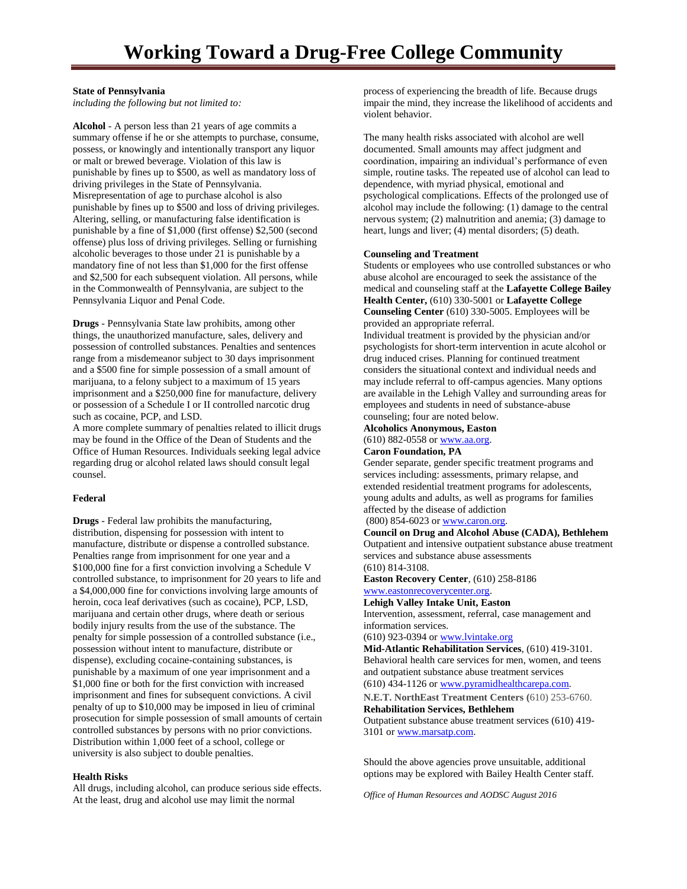# Working Toward a Drug-Free College Community

**State of Pennsylvania**
*including the following but not limited to:*

**Alcohol** - A person less than 21 years of age commits a summary offense if he or she attempts to purchase, consume, possess, or knowingly and intentionally transport any liquor or malt or brewed beverage. Violation of this law is punishable by fines up to $500, as well as mandatory loss of driving privileges in the State of Pennsylvania. Misrepresentation of age to purchase alcohol is also punishable by fines up to $500 and loss of driving privileges. Altering, selling, or manufacturing false identification is punishable by a fine of $1,000 (first offense) $2,500 (second offense) plus loss of driving privileges. Selling or furnishing alcoholic beverages to those under 21 is punishable by a mandatory fine of not less than $1,000 for the first offense and $2,500 for each subsequent violation. All persons, while in the Commonwealth of Pennsylvania, are subject to the Pennsylvania Liquor and Penal Code.

**Drugs** - Pennsylvania State law prohibits, among other things, the unauthorized manufacture, sales, delivery and possession of controlled substances. Penalties and sentences range from a misdemeanor subject to 30 days imprisonment and a $500 fine for simple possession of a small amount of marijuana, to a felony subject to a maximum of 15 years imprisonment and a $250,000 fine for manufacture, delivery or possession of a Schedule I or II controlled narcotic drug such as cocaine, PCP, and LSD.

A more complete summary of penalties related to illicit drugs may be found in the Office of the Dean of Students and the Office of Human Resources. Individuals seeking legal advice regarding drug or alcohol related laws should consult legal counsel.

**Federal**

**Drugs** - Federal law prohibits the manufacturing, distribution, dispensing for possession with intent to manufacture, distribute or dispense a controlled substance. Penalties range from imprisonment for one year and a $100,000 fine for a first conviction involving a Schedule V controlled substance, to imprisonment for 20 years to life and a $4,000,000 fine for convictions involving large amounts of heroin, coca leaf derivatives (such as cocaine), PCP, LSD, marijuana and certain other drugs, where death or serious bodily injury results from the use of the substance. The penalty for simple possession of a controlled substance (i.e., possession without intent to manufacture, distribute or dispense), excluding cocaine-containing substances, is punishable by a maximum of one year imprisonment and a $1,000 fine or both for the first conviction with increased imprisonment and fines for subsequent convictions. A civil penalty of up to $10,000 may be imposed in lieu of criminal prosecution for simple possession of small amounts of certain controlled substances by persons with no prior convictions. Distribution within 1,000 feet of a school, college or university is also subject to double penalties.

**Health Risks**

All drugs, including alcohol, can produce serious side effects. At the least, drug and alcohol use may limit the normal process of experiencing the breadth of life. Because drugs impair the mind, they increase the likelihood of accidents and violent behavior.

The many health risks associated with alcohol are well documented. Small amounts may affect judgment and coordination, impairing an individual's performance of even simple, routine tasks. The repeated use of alcohol can lead to dependence, with myriad physical, emotional and psychological complications. Effects of the prolonged use of alcohol may include the following: (1) damage to the central nervous system; (2) malnutrition and anemia; (3) damage to heart, lungs and liver; (4) mental disorders; (5) death.

**Counseling and Treatment**

Students or employees who use controlled substances or who abuse alcohol are encouraged to seek the assistance of the medical and counseling staff at the **Lafayette College Bailey Health Center,** (610) 330-5001 or **Lafayette College Counseling Center** (610) 330-5005. Employees will be provided an appropriate referral.

Individual treatment is provided by the physician and/or psychologists for short-term intervention in acute alcohol or drug induced crises. Planning for continued treatment considers the situational context and individual needs and may include referral to off-campus agencies. Many options are available in the Lehigh Valley and surrounding areas for employees and students in need of substance-abuse counseling; four are noted below.

**Alcoholics Anonymous, Easton**
(610) 882-0558 or www.aa.org.

**Caron Foundation, PA**
Gender separate, gender specific treatment programs and services including: assessments, primary relapse, and extended residential treatment programs for adolescents, young adults and adults, as well as programs for families affected by the disease of addiction
(800) 854-6023 or www.caron.org.

**Council on Drug and Alcohol Abuse (CADA), Bethlehem**
Outpatient and intensive outpatient substance abuse treatment services and substance abuse assessments
(610) 814-3108.

**Easton Recovery Center**, (610) 258-8186
www.eastonrecoverycenter.org.

**Lehigh Valley Intake Unit, Easton**
Intervention, assessment, referral, case management and information services.
(610) 923-0394 or www.lvintake.org

**Mid-Atlantic Rehabilitation Services**, (610) 419-3101.
Behavioral health care services for men, women, and teens and outpatient substance abuse treatment services
(610) 434-1126 or www.pyramidhealthcarepa.com.

**N.E.T. NorthEast Treatment Centers (**610) 253-6760.

**Rehabilitation Services, Bethlehem**
Outpatient substance abuse treatment services (610) 419-3101 or www.marsatp.com.

Should the above agencies prove unsuitable, additional options may be explored with Bailey Health Center staff.

*Office of Human Resources and AODSC August 2016*